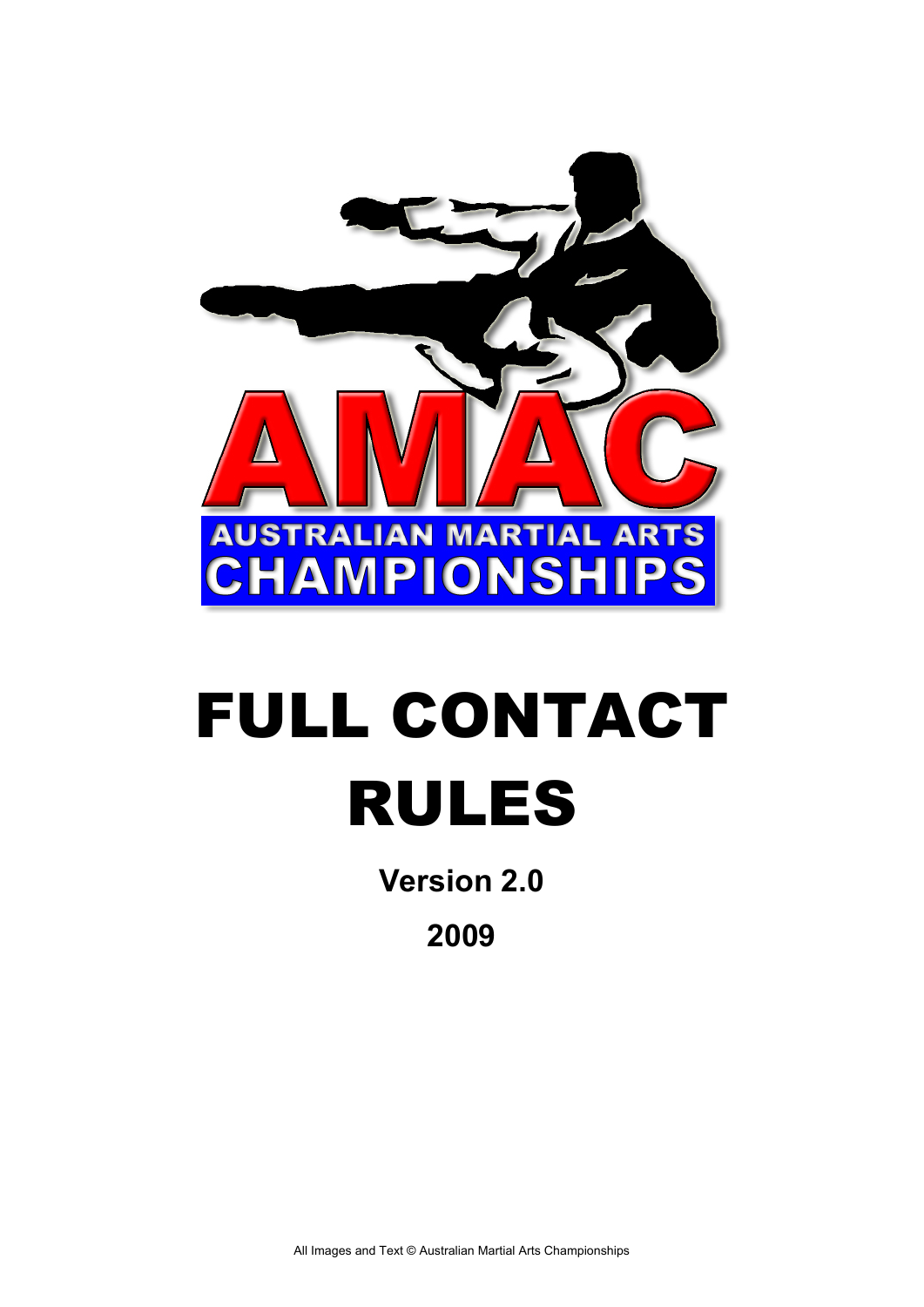AMAC

AUSTRALIAN MARTIAL ARTS CHAMPIONSHIPS

# FULL CONTACT RULES

**Version 2.0**

**2009**

All Images and Text © Australian Martial Arts Championships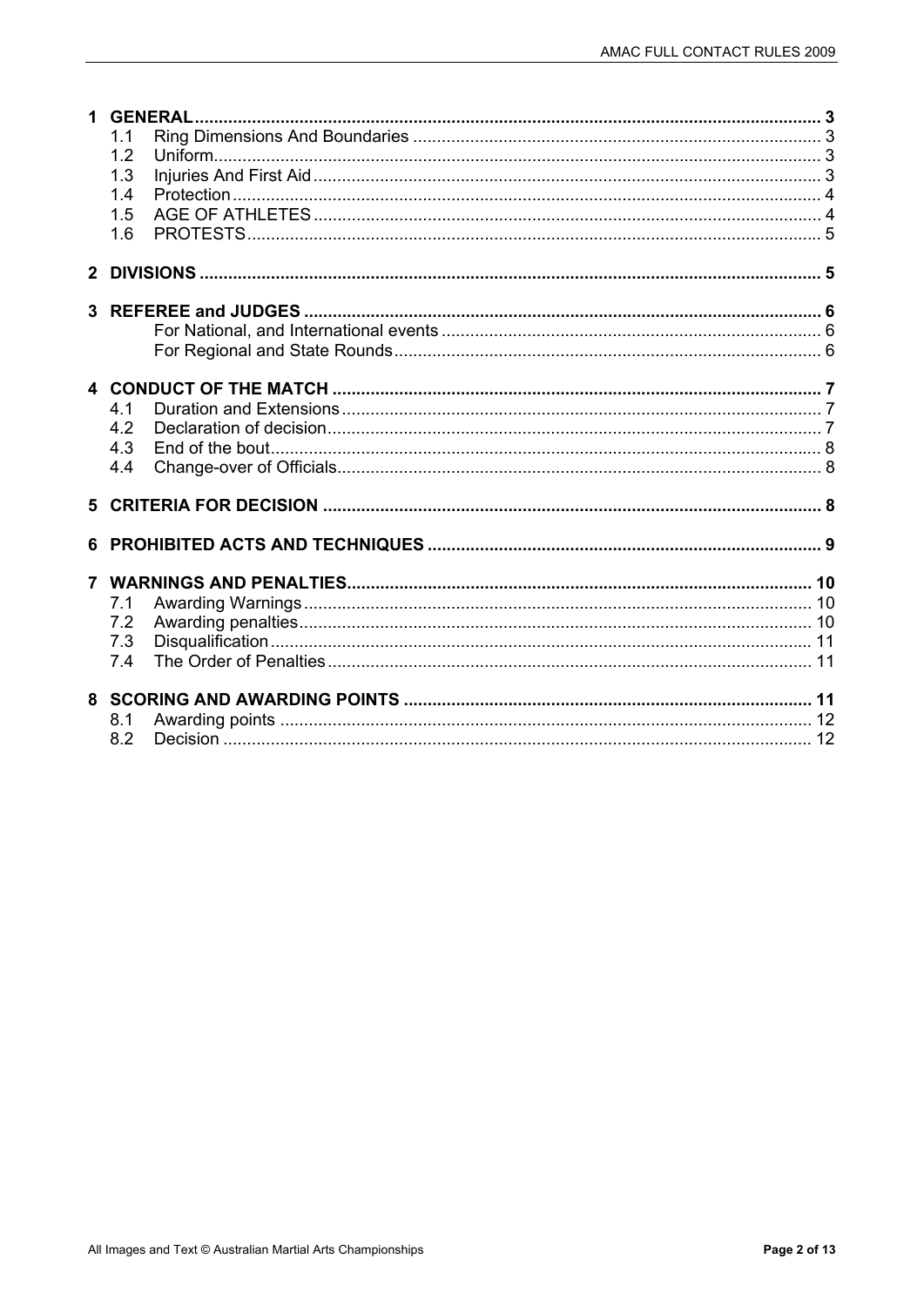- **1 GENERAL** .......... 3
  - 1.1 Ring Dimensions And Boundaries .......... 3
  - 1.2 Uniform .......... 3
  - 1.3 Injuries And First Aid .......... 3
  - 1.4 Protection .......... 4
  - 1.5 AGE OF ATHLETES .......... 4
  - 1.6 PROTESTS .......... 5
- **2 DIVISIONS** .......... 5
- **3 REFEREE and JUDGES** .......... 6
  - For National, and International events .......... 6
  - For Regional and State Rounds .......... 6
- **4 CONDUCT OF THE MATCH** .......... 7
  - 4.1 Duration and Extensions .......... 7
  - 4.2 Declaration of decision .......... 7
  - 4.3 End of the bout .......... 8
  - 4.4 Change-over of Officials .......... 8
- **5 CRITERIA FOR DECISION** .......... 8
- **6 PROHIBITED ACTS AND TECHNIQUES** .......... 9
- **7 WARNINGS AND PENALTIES** .......... 10
  - 7.1 Awarding Warnings .......... 10
  - 7.2 Awarding penalties .......... 10
  - 7.3 Disqualification .......... 11
  - 7.4 The Order of Penalties .......... 11
- **8 SCORING AND AWARDING POINTS** .......... 11
  - 8.1 Awarding points .......... 12
  - 8.2 Decision .......... 12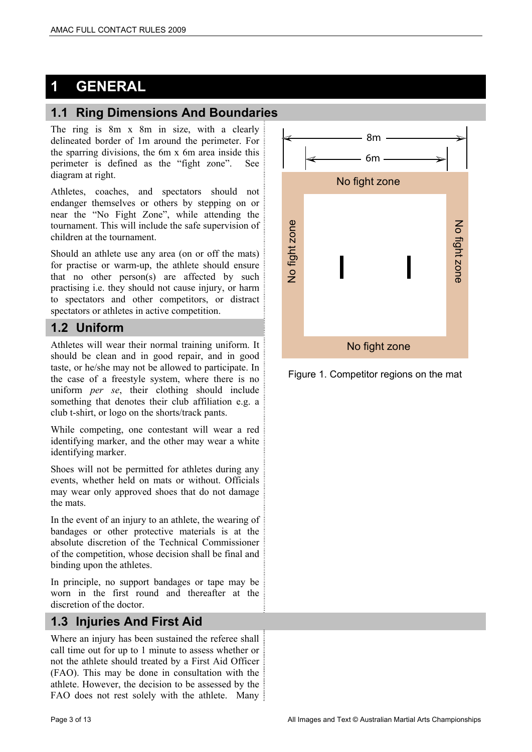# 1 GENERAL

## 1.1 Ring Dimensions And Boundaries

The ring is 8m x 8m in size, with a clearly delineated border of 1m around the perimeter. For the sparring divisions, the 6m x 6m area inside this perimeter is defined as the "fight zone". See diagram at right.

Athletes, coaches, and spectators should not endanger themselves or others by stepping on or near the "No Fight Zone", while attending the tournament. This will include the safe supervision of children at the tournament.

Should an athlete use any area (on or off the mats) for practise or warm-up, the athlete should ensure that no other person(s) are affected by such practising i.e. they should not cause injury, or harm to spectators and other competitors, or distract spectators or athletes in active competition.

Figure 1. Competitor regions on the mat

## 1.2 Uniform

Athletes will wear their normal training uniform. It should be clean and in good repair, and in good taste, or he/she may not be allowed to participate. In the case of a freestyle system, where there is no uniform *per se*, their clothing should include something that denotes their club affiliation e.g. a club t-shirt, or logo on the shorts/track pants.

While competing, one contestant will wear a red identifying marker, and the other may wear a white identifying marker.

Shoes will not be permitted for athletes during any events, whether held on mats or without. Officials may wear only approved shoes that do not damage the mats.

In the event of an injury to an athlete, the wearing of bandages or other protective materials is at the absolute discretion of the Technical Commissioner of the competition, whose decision shall be final and binding upon the athletes.

In principle, no support bandages or tape may be worn in the first round and thereafter at the discretion of the doctor.

## 1.3 Injuries And First Aid

Where an injury has been sustained the referee shall call time out for up to 1 minute to assess whether or not the athlete should treated by a First Aid Officer (FAO). This may be done in consultation with the athlete. However, the decision to be assessed by the FAO does not rest solely with the athlete. Many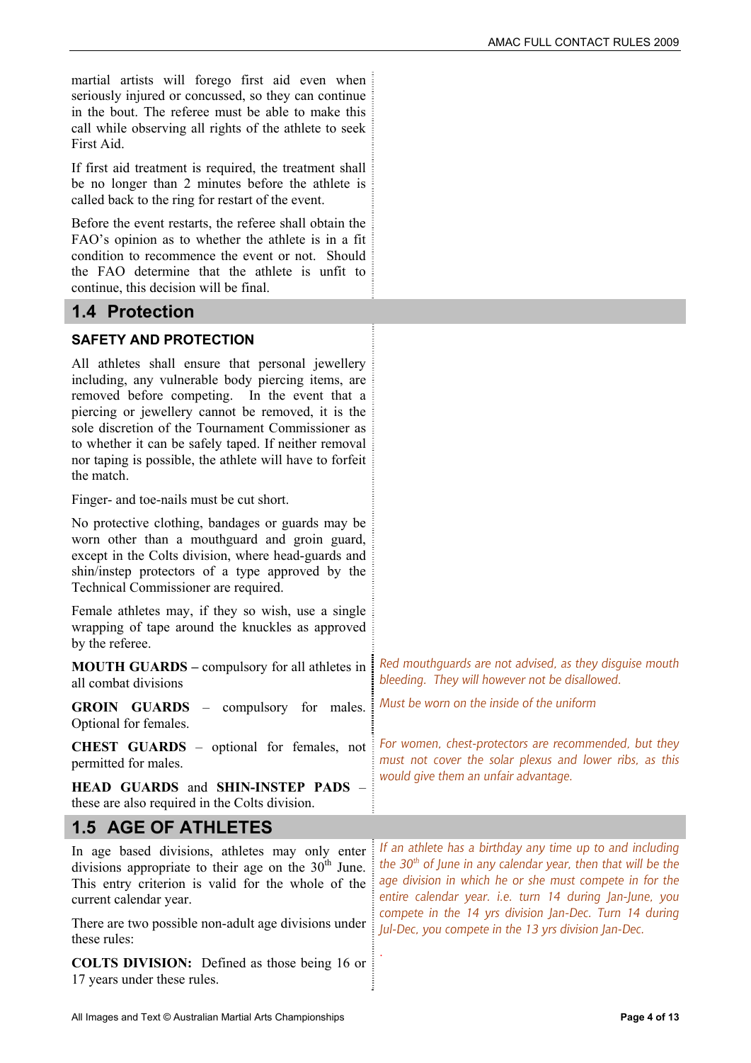martial artists will forego first aid even when seriously injured or concussed, so they can continue in the bout. The referee must be able to make this call while observing all rights of the athlete to seek First Aid.

If first aid treatment is required, the treatment shall be no longer than 2 minutes before the athlete is called back to the ring for restart of the event.

Before the event restarts, the referee shall obtain the FAO's opinion as to whether the athlete is in a fit condition to recommence the event or not. Should the FAO determine that the athlete is unfit to continue, this decision will be final.

## 1.4 Protection

### SAFETY AND PROTECTION

All athletes shall ensure that personal jewellery including, any vulnerable body piercing items, are removed before competing. In the event that a piercing or jewellery cannot be removed, it is the sole discretion of the Tournament Commissioner as to whether it can be safely taped. If neither removal nor taping is possible, the athlete will have to forfeit the match.

Finger- and toe-nails must be cut short.

No protective clothing, bandages or guards may be worn other than a mouthguard and groin guard, except in the Colts division, where head-guards and shin/instep protectors of a type approved by the Technical Commissioner are required.

Female athletes may, if they so wish, use a single wrapping of tape around the knuckles as approved by the referee.

**MOUTH GUARDS** – compulsory for all athletes in all combat divisions

*Red mouthguards are not advised, as they disguise mouth bleeding. They will however not be disallowed.*

**GROIN GUARDS** – compulsory for males. Optional for females.

*Must be worn on the inside of the uniform*

**CHEST GUARDS** – optional for females, not permitted for males.

*For women, chest-protectors are recommended, but they must not cover the solar plexus and lower ribs, as this would give them an unfair advantage.*

**HEAD GUARDS** and **SHIN-INSTEP PADS** – these are also required in the Colts division.

## 1.5 AGE OF ATHLETES

In age based divisions, athletes may only enter divisions appropriate to their age on the 30th June. This entry criterion is valid for the whole of the current calendar year.

*If an athlete has a birthday any time up to and including the 30th of June in any calendar year, then that will be the age division in which he or she must compete in for the entire calendar year. i.e. turn 14 during Jan-June, you compete in the 14 yrs division Jan-Dec. Turn 14 during Jul-Dec, you compete in the 13 yrs division Jan-Dec.*

There are two possible non-adult age divisions under these rules:

**COLTS DIVISION:** Defined as those being 16 or 17 years under these rules.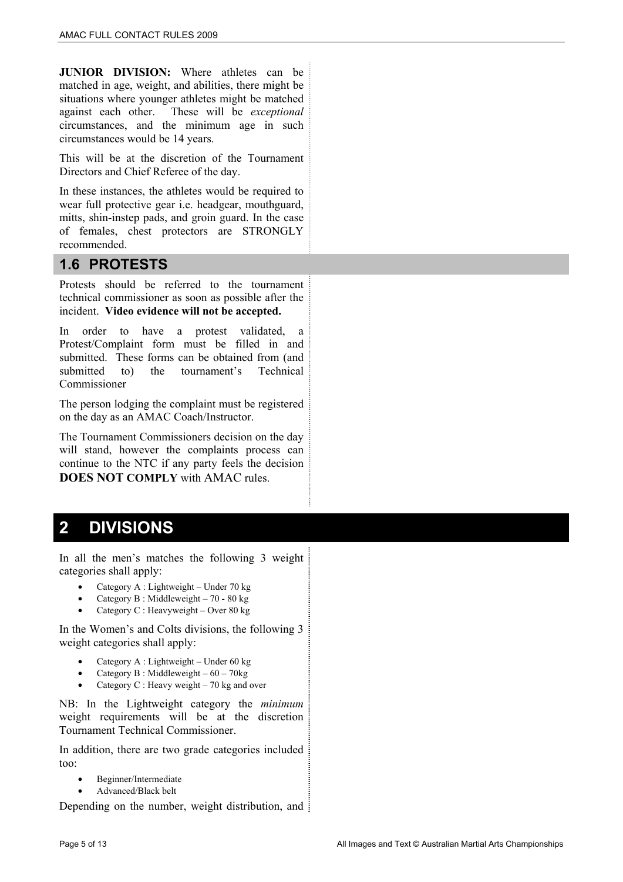**JUNIOR DIVISION:** Where athletes can be matched in age, weight, and abilities, there might be situations where younger athletes might be matched against each other. These will be *exceptional* circumstances, and the minimum age in such circumstances would be 14 years.

This will be at the discretion of the Tournament Directors and Chief Referee of the day.

In these instances, the athletes would be required to wear full protective gear i.e. headgear, mouthguard, mitts, shin-instep pads, and groin guard. In the case of females, chest protectors are STRONGLY recommended.

## 1.6 PROTESTS

Protests should be referred to the tournament technical commissioner as soon as possible after the incident. **Video evidence will not be accepted.**

In order to have a protest validated, a Protest/Complaint form must be filled in and submitted. These forms can be obtained from (and submitted to) the tournament's Technical Commissioner

The person lodging the complaint must be registered on the day as an AMAC Coach/Instructor.

The Tournament Commissioners decision on the day will stand, however the complaints process can continue to the NTC if any party feels the decision **DOES NOT COMPLY** with AMAC rules.

# 2 DIVISIONS

In all the men's matches the following 3 weight categories shall apply:

- Category A : Lightweight – Under 70 kg
- Category B : Middleweight – 70 - 80 kg
- Category C : Heavyweight – Over 80 kg

In the Women's and Colts divisions, the following 3 weight categories shall apply:

- Category A : Lightweight – Under 60 kg
- Category B : Middleweight – 60 – 70kg
- Category C : Heavy weight – 70 kg and over

NB: In the Lightweight category the *minimum* weight requirements will be at the discretion Tournament Technical Commissioner.

In addition, there are two grade categories included too:

- Beginner/Intermediate
- Advanced/Black belt

Depending on the number, weight distribution, and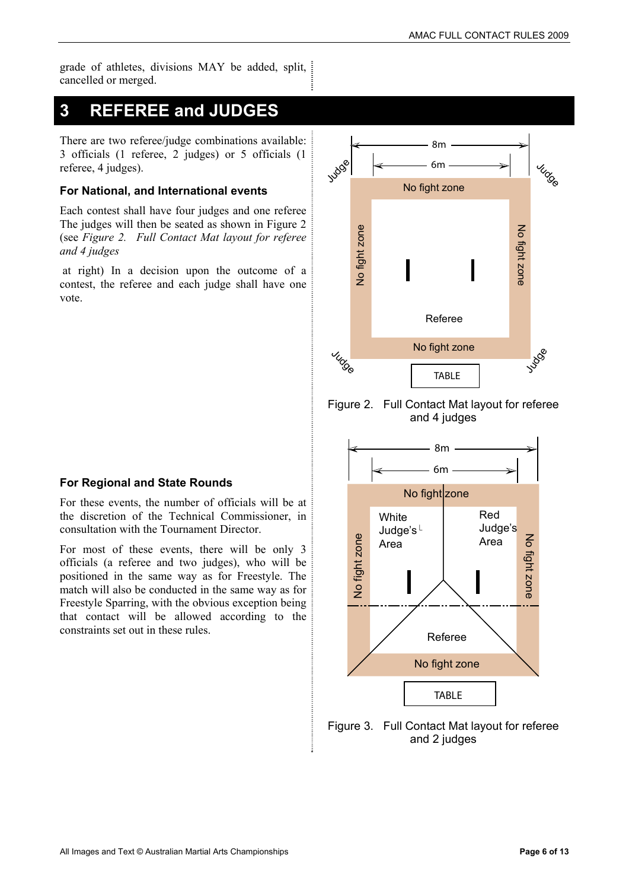grade of athletes, divisions MAY be added, split, cancelled or merged.

# 3 REFEREE and JUDGES

There are two referee/judge combinations available: 3 officials (1 referee, 2 judges) or 5 officials (1 referee, 4 judges).

### For National, and International events

Each contest shall have four judges and one referee The judges will then be seated as shown in Figure 2 (see *Figure 2. Full Contact Mat layout for referee and 4 judges*

at right) In a decision upon the outcome of a contest, the referee and each judge shall have one vote.

Figure 2. Full Contact Mat layout for referee and 4 judges

### For Regional and State Rounds

For these events, the number of officials will be at the discretion of the Technical Commissioner, in consultation with the Tournament Director.

For most of these events, there will be only 3 officials (a referee and two judges), who will be positioned in the same way as for Freestyle. The match will also be conducted in the same way as for Freestyle Sparring, with the obvious exception being that contact will be allowed according to the constraints set out in these rules.

Figure 3. Full Contact Mat layout for referee and 2 judges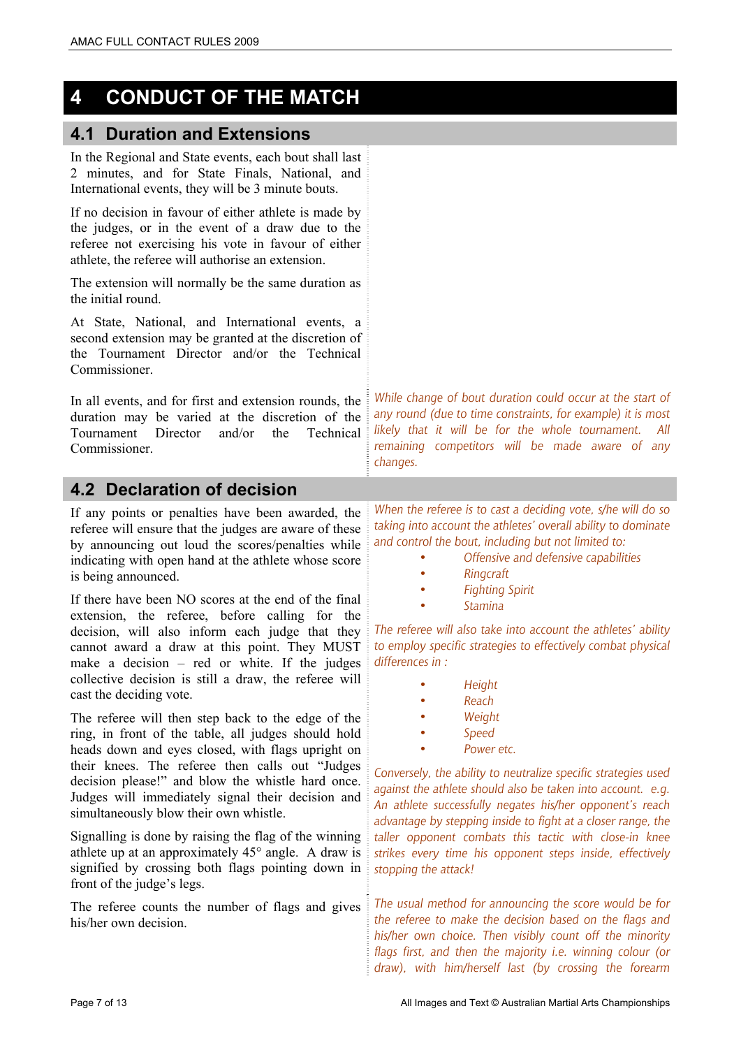// AMAC FULL CONTACT RULES 2009 header omitted

# 4 CONDUCT OF THE MATCH

## 4.1 Duration and Extensions

In the Regional and State events, each bout shall last 2 minutes, and for State Finals, National, and International events, they will be 3 minute bouts.

If no decision in favour of either athlete is made by the judges, or in the event of a draw due to the referee not exercising his vote in favour of either athlete, the referee will authorise an extension.

The extension will normally be the same duration as the initial round.

At State, National, and International events, a second extension may be granted at the discretion of the Tournament Director and/or the Technical Commissioner.

In all events, and for first and extension rounds, the duration may be varied at the discretion of the Tournament Director and/or the Technical Commissioner.

*While change of bout duration could occur at the start of any round (due to time constraints, for example) it is most likely that it will be for the whole tournament. All remaining competitors will be made aware of any changes.*

## 4.2 Declaration of decision

If any points or penalties have been awarded, the referee will ensure that the judges are aware of these by announcing out loud the scores/penalties while indicating with open hand at the athlete whose score is being announced.

If there have been NO scores at the end of the final extension, the referee, before calling for the decision, will also inform each judge that they cannot award a draw at this point. They MUST make a decision – red or white. If the judges collective decision is still a draw, the referee will cast the deciding vote.

The referee will then step back to the edge of the ring, in front of the table, all judges should hold heads down and eyes closed, with flags upright on their knees. The referee then calls out "Judges decision please!" and blow the whistle hard once. Judges will immediately signal their decision and simultaneously blow their own whistle.

Signalling is done by raising the flag of the winning athlete up at an approximately 45° angle. A draw is signified by crossing both flags pointing down in front of the judge's legs.

The referee counts the number of flags and gives his/her own decision.

*When the referee is to cast a deciding vote, s/he will do so taking into account the athletes' overall ability to dominate and control the bout, including but not limited to:*

- *Offensive and defensive capabilities*
- *Ringcraft*
- *Fighting Spirit*
- *Stamina*

*The referee will also take into account the athletes' ability to employ specific strategies to effectively combat physical differences in :*

- *Height*
- *Reach*
- *Weight*
- *Speed*
- *Power etc.*

*Conversely, the ability to neutralize specific strategies used against the athlete should also be taken into account. e.g. An athlete successfully negates his/her opponent's reach advantage by stepping inside to fight at a closer range, the taller opponent combats this tactic with close-in knee strikes every time his opponent steps inside, effectively stopping the attack!*

*The usual method for announcing the score would be for the referee to make the decision based on the flags and his/her own choice. Then visibly count off the minority flags first, and then the majority i.e. winning colour (or draw), with him/herself last (by crossing the forearm*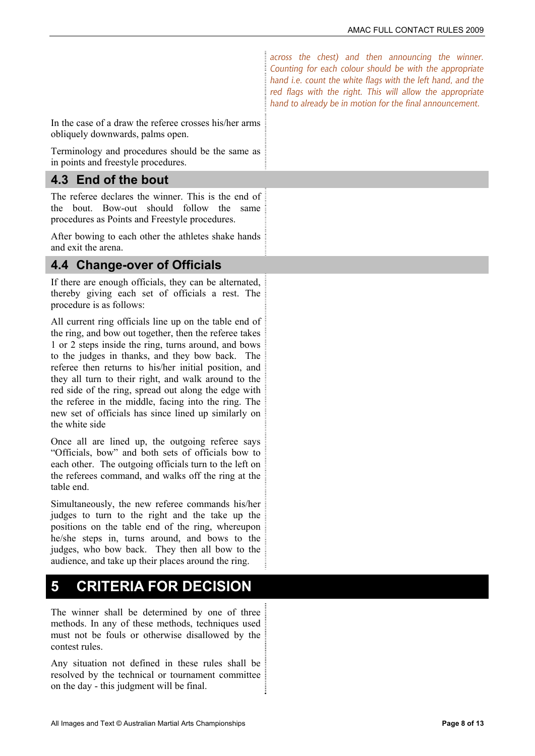*across the chest) and then announcing the winner. Counting for each colour should be with the appropriate hand i.e. count the white flags with the left hand, and the red flags with the right. This will allow the appropriate hand to already be in motion for the final announcement.*

In the case of a draw the referee crosses his/her arms obliquely downwards, palms open.

Terminology and procedures should be the same as in points and freestyle procedures.

### 4.3 End of the bout

The referee declares the winner. This is the end of the bout. Bow-out should follow the same procedures as Points and Freestyle procedures.

After bowing to each other the athletes shake hands and exit the arena.

### 4.4 Change-over of Officials

If there are enough officials, they can be alternated, thereby giving each set of officials a rest. The procedure is as follows:

All current ring officials line up on the table end of the ring, and bow out together, then the referee takes 1 or 2 steps inside the ring, turns around, and bows to the judges in thanks, and they bow back. The referee then returns to his/her initial position, and they all turn to their right, and walk around to the red side of the ring, spread out along the edge with the referee in the middle, facing into the ring. The new set of officials has since lined up similarly on the white side

Once all are lined up, the outgoing referee says "Officials, bow" and both sets of officials bow to each other. The outgoing officials turn to the left on the referees command, and walks off the ring at the table end.

Simultaneously, the new referee commands his/her judges to turn to the right and the take up the positions on the table end of the ring, whereupon he/she steps in, turns around, and bows to the judges, who bow back. They then all bow to the audience, and take up their places around the ring.

## 5 CRITERIA FOR DECISION

The winner shall be determined by one of three methods. In any of these methods, techniques used must not be fouls or otherwise disallowed by the contest rules.

Any situation not defined in these rules shall be resolved by the technical or tournament committee on the day - this judgment will be final.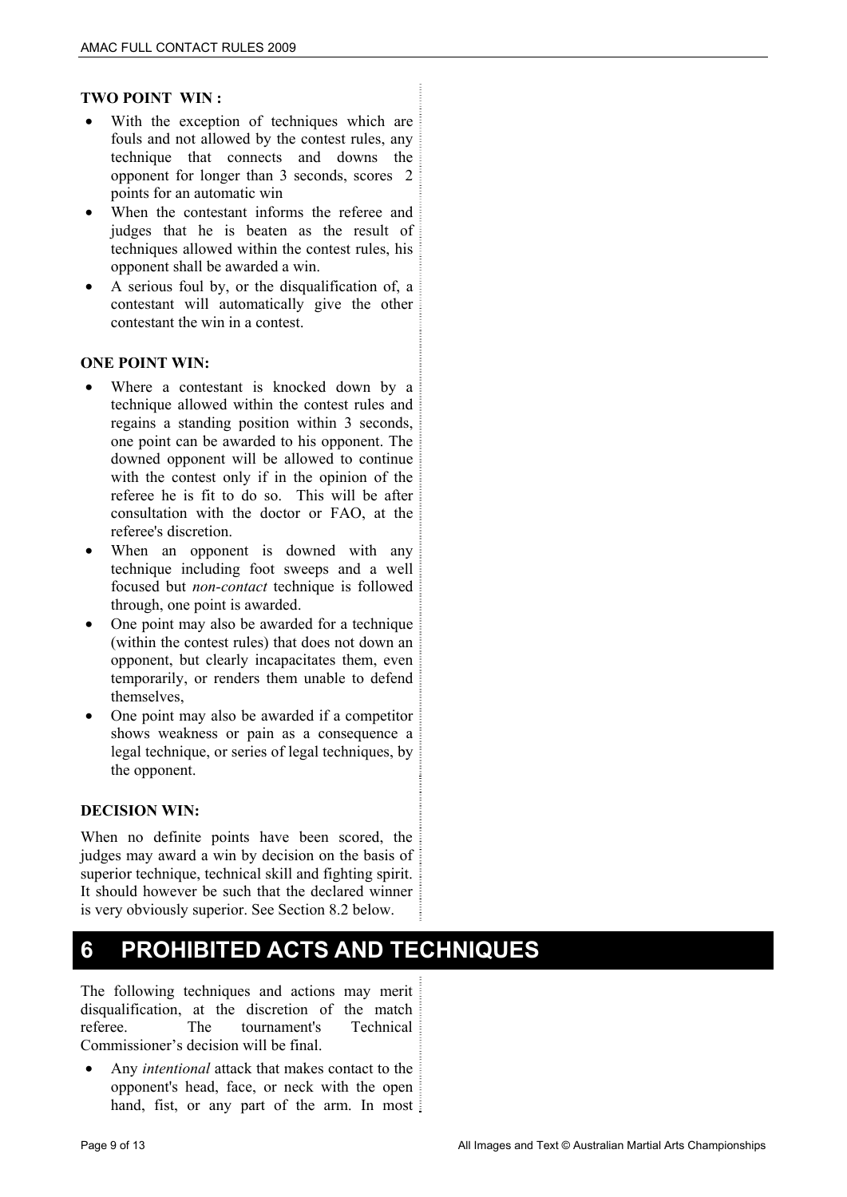**TWO POINT WIN :**

- With the exception of techniques which are fouls and not allowed by the contest rules, any technique that connects and downs the opponent for longer than 3 seconds, scores 2 points for an automatic win
- When the contestant informs the referee and judges that he is beaten as the result of techniques allowed within the contest rules, his opponent shall be awarded a win.
- A serious foul by, or the disqualification of, a contestant will automatically give the other contestant the win in a contest.

**ONE POINT WIN:**

- Where a contestant is knocked down by a technique allowed within the contest rules and regains a standing position within 3 seconds, one point can be awarded to his opponent. The downed opponent will be allowed to continue with the contest only if in the opinion of the referee he is fit to do so. This will be after consultation with the doctor or FAO, at the referee's discretion.
- When an opponent is downed with any technique including foot sweeps and a well focused but *non-contact* technique is followed through, one point is awarded.
- One point may also be awarded for a technique (within the contest rules) that does not down an opponent, but clearly incapacitates them, even temporarily, or renders them unable to defend themselves,
- One point may also be awarded if a competitor shows weakness or pain as a consequence a legal technique, or series of legal techniques, by the opponent.

**DECISION WIN:**

When no definite points have been scored, the judges may award a win by decision on the basis of superior technique, technical skill and fighting spirit. It should however be such that the declared winner is very obviously superior. See Section 8.2 below.

# 6 PROHIBITED ACTS AND TECHNIQUES

The following techniques and actions may merit disqualification, at the discretion of the match referee. The tournament's Technical Commissioner's decision will be final.

- Any *intentional* attack that makes contact to the opponent's head, face, or neck with the open hand, fist, or any part of the arm. In most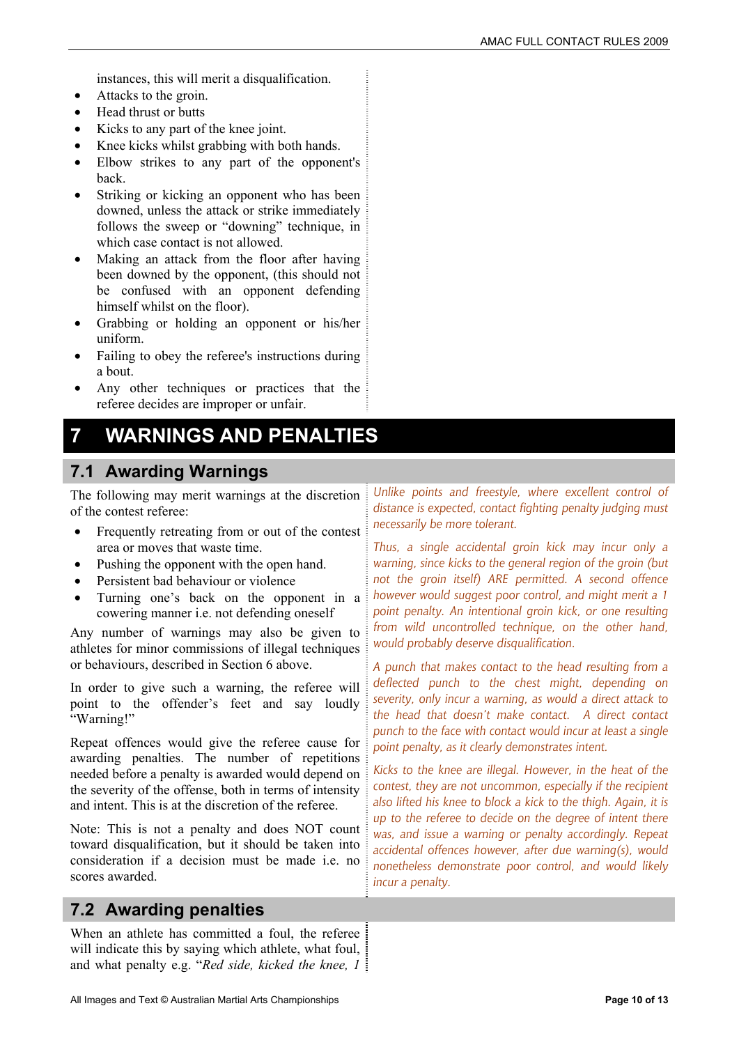instances, this will merit a disqualification.

- Attacks to the groin.
- Head thrust or butts
- Kicks to any part of the knee joint.
- Knee kicks whilst grabbing with both hands.
- Elbow strikes to any part of the opponent's back.
- Striking or kicking an opponent who has been downed, unless the attack or strike immediately follows the sweep or "downing" technique, in which case contact is not allowed.
- Making an attack from the floor after having been downed by the opponent, (this should not be confused with an opponent defending himself whilst on the floor).
- Grabbing or holding an opponent or his/her uniform.
- Failing to obey the referee's instructions during a bout.
- Any other techniques or practices that the referee decides are improper or unfair.

# 7 WARNINGS AND PENALTIES

## 7.1 Awarding Warnings

The following may merit warnings at the discretion of the contest referee:

- Frequently retreating from or out of the contest area or moves that waste time.
- Pushing the opponent with the open hand.
- Persistent bad behaviour or violence
- Turning one's back on the opponent in a cowering manner i.e. not defending oneself

Any number of warnings may also be given to athletes for minor commissions of illegal techniques or behaviours, described in Section 6 above.

In order to give such a warning, the referee will point to the offender's feet and say loudly "Warning!"

Repeat offences would give the referee cause for awarding penalties. The number of repetitions needed before a penalty is awarded would depend on the severity of the offense, both in terms of intensity and intent. This is at the discretion of the referee.

Note: This is not a penalty and does NOT count toward disqualification, but it should be taken into consideration if a decision must be made i.e. no scores awarded.

*Unlike points and freestyle, where excellent control of distance is expected, contact fighting penalty judging must necessarily be more tolerant.*

*Thus, a single accidental groin kick may incur only a warning, since kicks to the general region of the groin (but not the groin itself) ARE permitted. A second offence however would suggest poor control, and might merit a 1 point penalty. An intentional groin kick, or one resulting from wild uncontrolled technique, on the other hand, would probably deserve disqualification.*

*A punch that makes contact to the head resulting from a deflected punch to the chest might, depending on severity, only incur a warning, as would a direct attack to the head that doesn't make contact. A direct contact punch to the face with contact would incur at least a single point penalty, as it clearly demonstrates intent.*

*Kicks to the knee are illegal. However, in the heat of the contest, they are not uncommon, especially if the recipient also lifted his knee to block a kick to the thigh. Again, it is up to the referee to decide on the degree of intent there was, and issue a warning or penalty accordingly. Repeat accidental offences however, after due warning(s), would nonetheless demonstrate poor control, and would likely incur a penalty.*

## 7.2 Awarding penalties

When an athlete has committed a foul, the referee will indicate this by saying which athlete, what foul, and what penalty e.g. "*Red side, kicked the knee, 1*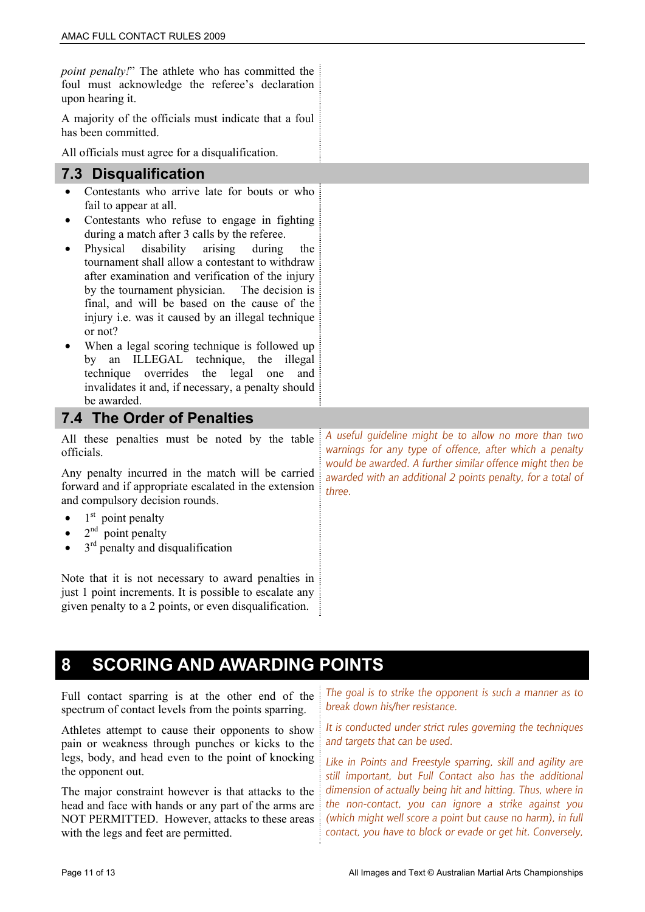*point penalty!*" The athlete who has committed the foul must acknowledge the referee's declaration upon hearing it.

A majority of the officials must indicate that a foul has been committed.

All officials must agree for a disqualification.

## 7.3 Disqualification

- Contestants who arrive late for bouts or who fail to appear at all.
- Contestants who refuse to engage in fighting during a match after 3 calls by the referee.
- Physical disability arising during the tournament shall allow a contestant to withdraw after examination and verification of the injury by the tournament physician. The decision is final, and will be based on the cause of the injury i.e. was it caused by an illegal technique or not?
- When a legal scoring technique is followed up by an ILLEGAL technique, the illegal technique overrides the legal one and invalidates it and, if necessary, a penalty should be awarded.

## 7.4 The Order of Penalties

All these penalties must be noted by the table officials.

Any penalty incurred in the match will be carried forward and if appropriate escalated in the extension and compulsory decision rounds.

- 1st point penalty
- 2nd point penalty
- 3rd penalty and disqualification

Note that it is not necessary to award penalties in just 1 point increments. It is possible to escalate any given penalty to a 2 points, or even disqualification.

*A useful guideline might be to allow no more than two warnings for any type of offence, after which a penalty would be awarded. A further similar offence might then be awarded with an additional 2 points penalty, for a total of three.*

# 8 SCORING AND AWARDING POINTS

Full contact sparring is at the other end of the spectrum of contact levels from the points sparring.

Athletes attempt to cause their opponents to show pain or weakness through punches or kicks to the legs, body, and head even to the point of knocking the opponent out.

The major constraint however is that attacks to the head and face with hands or any part of the arms are NOT PERMITTED. However, attacks to these areas with the legs and feet are permitted.

*The goal is to strike the opponent is such a manner as to break down his/her resistance.*

*It is conducted under strict rules governing the techniques and targets that can be used.*

*Like in Points and Freestyle sparring, skill and agility are still important, but Full Contact also has the additional dimension of actually being hit and hitting. Thus, where in the non-contact, you can ignore a strike against you (which might well score a point but cause no harm), in full contact, you have to block or evade or get hit. Conversely,*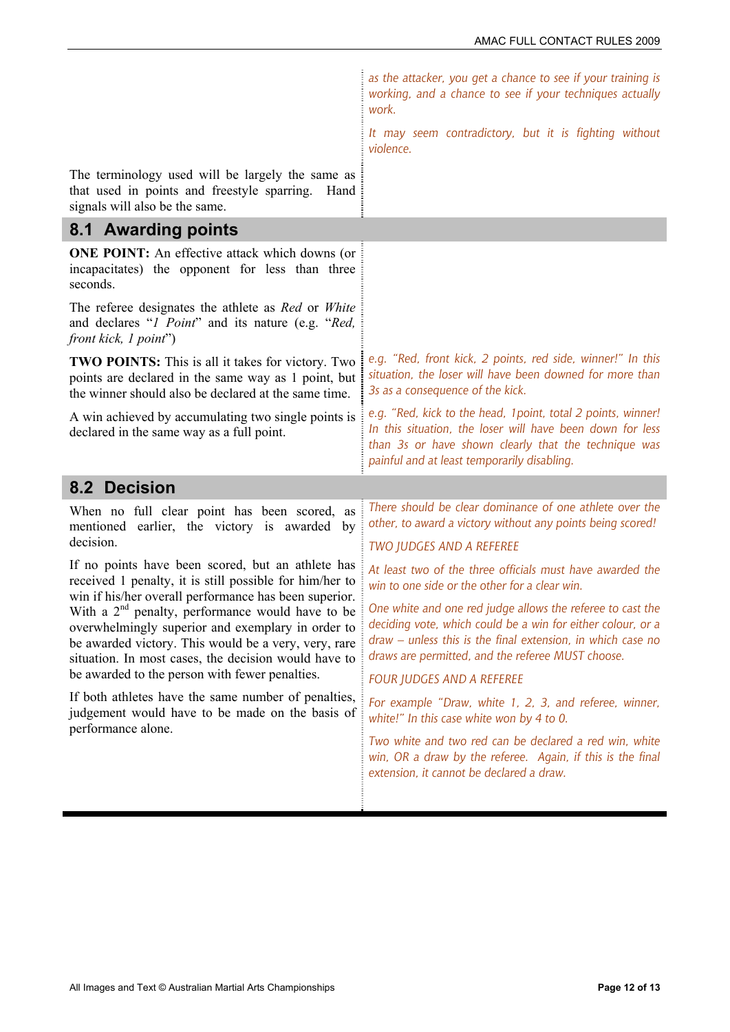*as the attacker, you get a chance to see if your training is working, and a chance to see if your techniques actually work.*

*It may seem contradictory, but it is fighting without violence.*

The terminology used will be largely the same as that used in points and freestyle sparring. Hand signals will also be the same.

## 8.1 Awarding points

**ONE POINT:** An effective attack which downs (or incapacitates) the opponent for less than three seconds.

The referee designates the athlete as *Red* or *White* and declares "*1 Point*" and its nature (e.g. "*Red, front kick, 1 point*")

**TWO POINTS:** This is all it takes for victory. Two points are declared in the same way as 1 point, but the winner should also be declared at the same time.

*e.g. "Red, front kick, 2 points, red side, winner!" In this situation, the loser will have been downed for more than 3s as a consequence of the kick.*

A win achieved by accumulating two single points is declared in the same way as a full point.

*e.g. "Red, kick to the head, 1point, total 2 points, winner! In this situation, the loser will have been down for less than 3s or have shown clearly that the technique was painful and at least temporarily disabling.*

## 8.2 Decision

When no full clear point has been scored, as mentioned earlier, the victory is awarded by decision.

*There should be clear dominance of one athlete over the other, to award a victory without any points being scored!*

If no points have been scored, but an athlete has received 1 penalty, it is still possible for him/her to win if his/her overall performance has been superior. With a 2nd penalty, performance would have to be overwhelmingly superior and exemplary in order to be awarded victory. This would be a very, very, rare situation. In most cases, the decision would have to be awarded to the person with fewer penalties.

If both athletes have the same number of penalties, judgement would have to be made on the basis of performance alone.

*TWO JUDGES AND A REFEREE*

*At least two of the three officials must have awarded the win to one side or the other for a clear win.*

*One white and one red judge allows the referee to cast the deciding vote, which could be a win for either colour, or a draw – unless this is the final extension, in which case no draws are permitted, and the referee MUST choose.*

*FOUR JUDGES AND A REFEREE*

*For example "Draw, white 1, 2, 3, and referee, winner, white!" In this case white won by 4 to 0.*

*Two white and two red can be declared a red win, white win, OR a draw by the referee. Again, if this is the final extension, it cannot be declared a draw.*